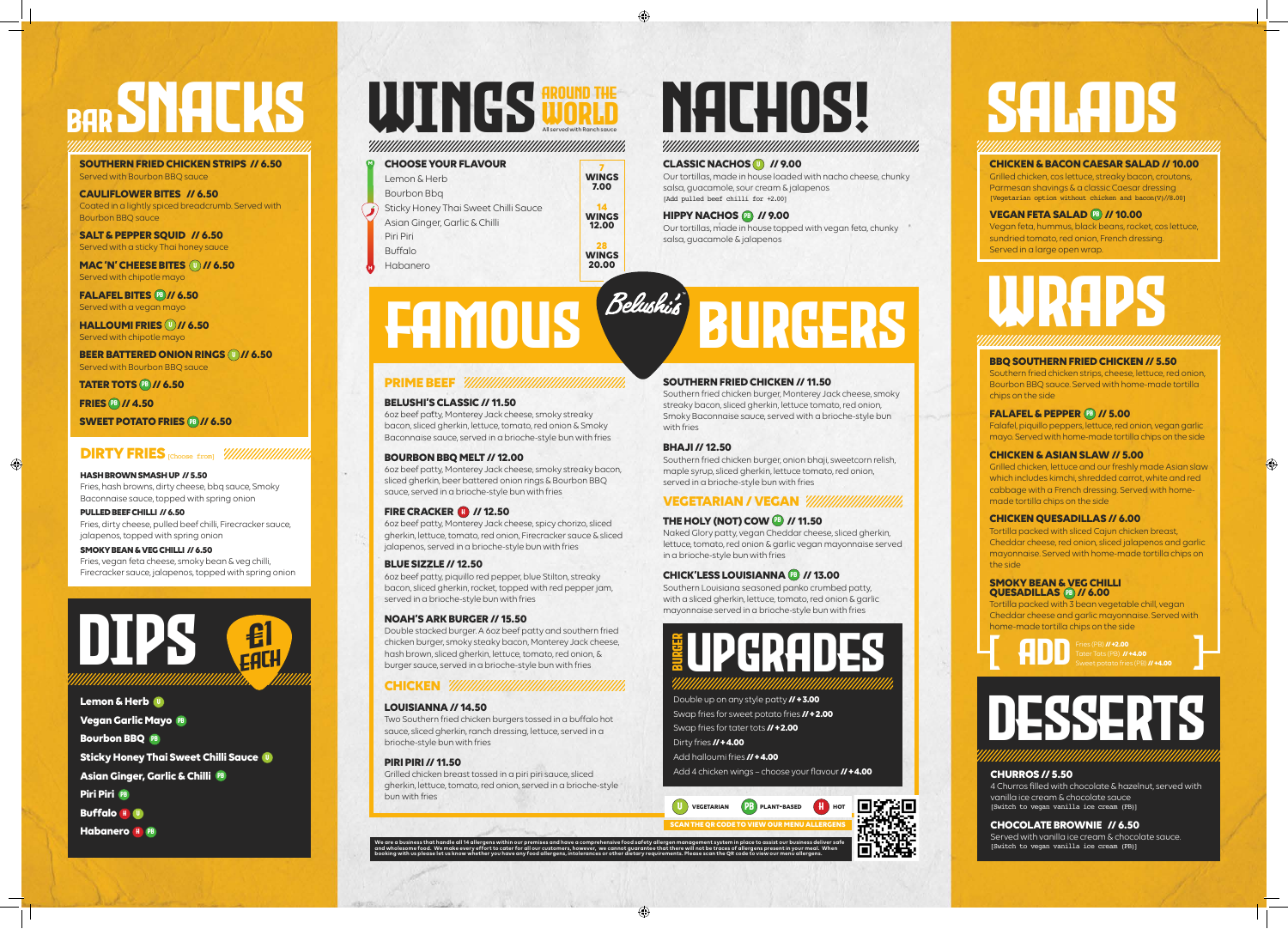# BAR SNACKS

**SOUTHERN FRIED CHICKEN STRIPS // 6.50**
Served with Bourbon BBQ sauce

**CAULIFLOWER BITES // 6.50**
Coated in a lightly spiced breadcrumb. Served with Bourbon BBQ sauce

**SALT & PEPPER SQUID // 6.50**
Served with a sticky Thai honey sauce

**MAC 'N' CHEESE BITES (V) // 6.50**
Served with chipotle mayo

**FALAFEL BITES (PB) // 6.50**
Served with a vegan mayo

**HALLOUMI FRIES (V) // 6.50**
Served with chipotle mayo

**BEER BATTERED ONION RINGS (V) // 6.50**
Served with Bourbon BBQ sauce

**TATER TOTS (PB) // 6.50**

**FRIES (PB) // 4.50**

**SWEET POTATO FRIES (PB) // 6.50**

## DIRTY FRIES (Choose from)

**HASH BROWN SMASH UP // 5.50**
Fries, hash browns, dirty cheese, bbq sauce, Smoky Baconnaise sauce, topped with spring onion

**PULLED BEEF CHILLI // 6.50**
Fries, dirty cheese, pulled beef chilli, Firecracker sauce, jalapenos, topped with spring onion

**SMOKY BEAN & VEG CHILLI // 6.50**
Fries, vegan feta cheese, smoky bean & veg chilli, Firecracker sauce, jalapenos, topped with spring onion

# DIPS £1 EACH

- **Lemon & Herb** (V)
- **Vegan Garlic Mayo** (PB)
- **Bourbon BBQ** (PB)
- **Sticky Honey Thai Sweet Chilli Sauce** (V)
- **Asian Ginger, Garlic & Chilli** (PB)
- **Piri Piri** (PB)
- **Buffalo** (H) (V)
- **Habanero** (H) (PB)

# WINGS AROUND THE WORLD

All served with Ranch sauce

**CHOOSE YOUR FLAVOUR**

- Lemon & Herb
- Bourbon Bbq
- Sticky Honey Thai Sweet Chilli Sauce
- Asian Ginger, Garlic & Chilli
- Piri Piri
- Buffalo
- Habanero

| Wings | Price |
|---|---|
| 7 WINGS | 7.00 |
| 14 WINGS | 12.00 |
| 28 WINGS | 20.00 |

# NACHOS!

**CLASSIC NACHOS (V) // 9.00**
Our tortillas, made in house loaded with nacho cheese, chunky salsa, guacamole, sour cream & jalapenos
[Add pulled beef chilli for +2.00]

**HIPPY NACHOS (PB) // 9.00**
Our tortillas, made in house topped with vegan feta, chunky salsa, guacamole & jalapenos

# FAMOUS Belushi's BURGERS

## PRIME BEEF

**BELUSHI'S CLASSIC // 11.50**
6oz beef patty, Monterey Jack cheese, smoky streaky bacon, sliced gherkin, lettuce, tomato, red onion & Smoky Baconnaise sauce, served with a brioche-style bun with fries

**BOURBON BBQ MELT // 12.00**
6oz beef patty, Monterey Jack cheese, smoky streaky bacon, sliced gherkin, beer battered onion rings & Bourbon BBQ sauce, served in a brioche-style bun with fries

**FIRE CRACKER (H) // 12.50**
6oz beef patty, Monterey Jack cheese, spicy chorizo, sliced gherkin, lettuce, tomato, red onion, Firecracker sauce & sliced jalapenos, served in a brioche-style bun with fries

**BLUE SIZZLE // 12.50**
6oz beef patty, piquillo red pepper, blue Stilton, streaky bacon, sliced gherkin, rocket, topped with red pepper jam, served in a brioche-style bun with fries

**NOAH'S ARK BURGER // 15.50**
Double stacked burger. A 6oz beef patty and southern fried chicken burger, smoky steaky bacon, Monterey Jack cheese, hash brown, sliced gherkin, lettuce, tomato, red onion, & burger sauce, served in a brioche-style bun with fries

## CHICKEN

**LOUISIANNA // 14.50**
Two Southern fried chicken burgers tossed in a buffalo hot sauce, sliced gherkin, ranch dressing, lettuce, served in a brioche-style bun with fries

**PIRI PIRI // 11.50**
Grilled chicken breast tossed in a piri piri sauce, sliced gherkin, lettuce, tomato, red onion, served in a brioche-style bun with fries

**SOUTHERN FRIED CHICKEN // 11.50**
Southern fried chicken burger, Monterey Jack cheese, smoky streaky bacon, sliced gherkin, lettuce tomato, red onion, Smoky Baconnaise sauce, served with a brioche-style bun with fries

**BHAJI // 12.50**
Southern fried chicken burger, onion bhaji, sweetcorn relish, maple syrup, sliced gherkin, lettuce tomato, red onion, served in a brioche-style bun with fries

## VEGETARIAN / VEGAN

**THE HOLY (NOT) COW (PB) // 11.50**
Naked Glory patty, vegan Cheddar cheese, sliced gherkin, lettuce, tomato, red onion & garlic vegan mayonnaise served in a brioche-style bun with fries

**CHICK'LESS LOUISIANNA (PB) // 13.00**
Southern Louisiana seasoned panko crumbed patty, with a sliced gherkin, lettuce, tomato, red onion & garlic mayonnaise served in a brioche-style bun with fries

## BURGER UPGRADES

- Double up on any style patty // +3.00
- Swap fries for sweet potato fries // +2.00
- Swap fries for tater tots // +2.00
- Dirty fries // +4.00
- Add halloumi fries // +4.00
- Add 4 chicken wings – choose your flavour // +4.00

(V) VEGETARIAN (PB) PLANT-BASED (H) HOT

SCAN THE QR CODE TO VIEW OUR MENU ALLERGENS

We are a business that handle all 14 allergens within our premises and have a comprehensive food safety allergen management system in place to assist our business deliver safe and wholesome food. We make every effort to cater for all our customers, however, we cannot guarantee that there will not be traces of allergens present in your meal. When booking with us please let us know whether you have any food allergens, intolerances or other dietary requirements. Please scan the QR code to view our menu allergens.

# SALADS

**CHICKEN & BACON CAESAR SALAD // 10.00**
Grilled chicken, cos lettuce, streaky bacon, croutons, Parmesan shavings & a classic Caesar dressing
[Vegetarian option without chicken and bacon(V)//8.00]

**VEGAN FETA SALAD (PB) // 10.00**
Vegan feta, hummus, black beans, rocket, cos lettuce, sundried tomato, red onion, French dressing. Served in a large open wrap.

# WRAPS

**BBQ SOUTHERN FRIED CHICKEN // 5.50**
Southern fried chicken strips, cheese, lettuce, red onion, Bourbon BBQ sauce. Served with home-made tortilla chips on the side

**FALAFEL & PEPPER (PB) // 5.00**
Falafel, piquillo peppers, lettuce, red onion, vegan garlic mayo. Served with home-made tortilla chips on the side

**CHICKEN & ASIAN SLAW // 5.00**
Grilled chicken, lettuce and our freshly made Asian slaw which includes kimchi, shredded carrot, white and red cabbage with a French dressing. Served with home-made tortilla chips on the side

**CHICKEN QUESADILLAS // 6.00**
Tortilla packed with sliced Cajun chicken breast, Cheddar cheese, red onion, sliced jalapenos and garlic mayonnaise. Served with home-made tortilla chips on the side

**SMOKY BEAN & VEG CHILLI QUESADILLAS (PB) // 6.00**
Tortilla packed with 3 bean vegetable chili, vegan Cheddar cheese and garlic mayonnaise. Served with home-made tortilla chips on the side

**ADD**
- Fries (PB) // +2.00
- Tater Tots (PB) // +4.00
- Sweet potato fries (PB) // +4.00

# DESSERTS

**CHURROS // 5.50**
4 Churros filled with chocolate & hazelnut, served with vanilla ice cream & chocolate sauce
[Switch to vegan vanilla ice cream (PB)]

**CHOCOLATE BROWNIE // 6.50**
Served with vanilla ice cream & chocolate sauce.
[Switch to vegan vanilla ice cream (PB)]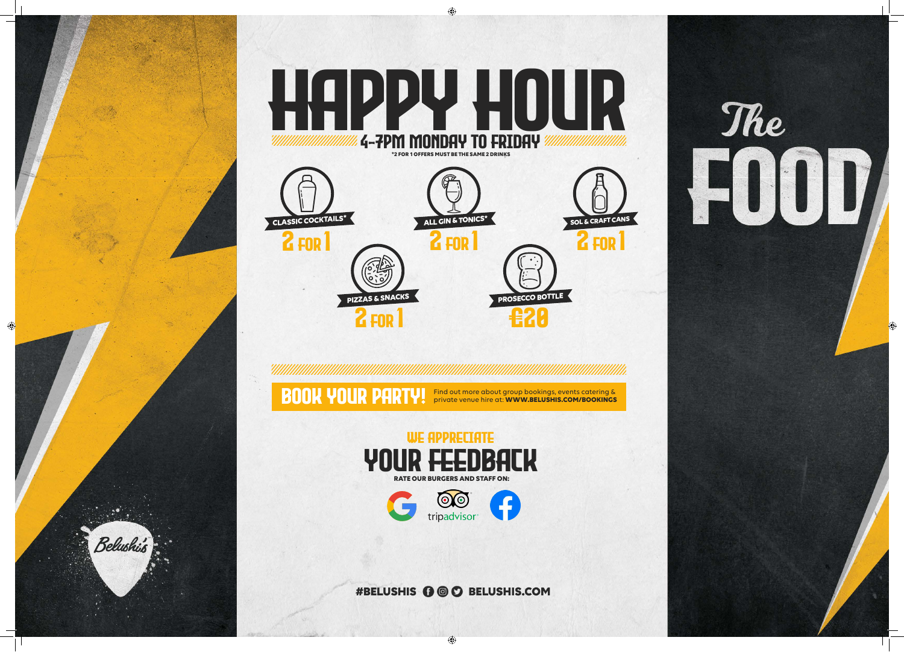# HAPPY HOUR

## 4-7PM MONDAY TO FRIDAY

*2 FOR 1 OFFERS MUST BE THE SAME 2 DRINKS

**CLASSIC COCKTAILS***
2 FOR 1

**ALL GIN & TONICS***
2 FOR 1

**SOL & CRAFT CANS**
2 FOR 1

**PIZZAS & SNACKS**
2 FOR 1

**PROSECCO BOTTLE**
£20

## BOOK YOUR PARTY!

Find out more about group bookings, events catering & private venue hire at: **WWW.BELUSHIS.COM/BOOKINGS**

### WE APPRECIATE

## YOUR FEEDBACK

RATE OUR BURGERS AND STAFF ON:

tripadvisor

**#BELUSHIS BELUSHIS.COM**

Belushi's

# The FOOD